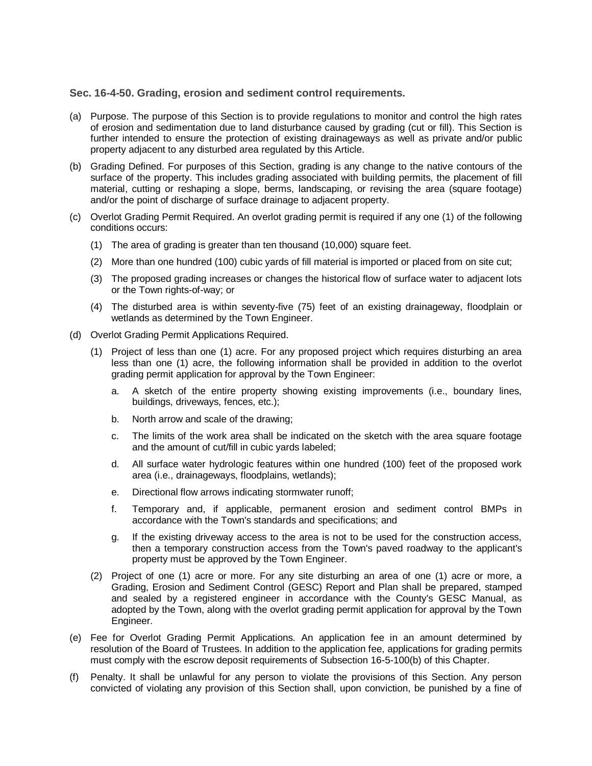### Sec. 16-4-50. Grading, erosion and sediment control requirements.

(a) Purpose. The purpose of this Section is to provide regulations to monitor and control the high rates of erosion and sedimentation due to land disturbance caused by grading (cut or fill). This Section is further intended to ensure the protection of existing drainageways as well as private and/or public property adjacent to any disturbed area regulated by this Article.

(b) Grading Defined. For purposes of this Section, grading is any change to the native contours of the surface of the property. This includes grading associated with building permits, the placement of fill material, cutting or reshaping a slope, berms, landscaping, or revising the area (square footage) and/or the point of discharge of surface drainage to adjacent property.

(c) Overlot Grading Permit Required. An overlot grading permit is required if any one (1) of the following conditions occurs:

   (1) The area of grading is greater than ten thousand (10,000) square feet.

   (2) More than one hundred (100) cubic yards of fill material is imported or placed from on site cut;

   (3) The proposed grading increases or changes the historical flow of surface water to adjacent lots or the Town rights-of-way; or

   (4) The disturbed area is within seventy-five (75) feet of an existing drainageway, floodplain or wetlands as determined by the Town Engineer.

(d) Overlot Grading Permit Applications Required.

   (1) Project of less than one (1) acre. For any proposed project which requires disturbing an area less than one (1) acre, the following information shall be provided in addition to the overlot grading permit application for approval by the Town Engineer:

      a. A sketch of the entire property showing existing improvements (i.e., boundary lines, buildings, driveways, fences, etc.);

      b. North arrow and scale of the drawing;

      c. The limits of the work area shall be indicated on the sketch with the area square footage and the amount of cut/fill in cubic yards labeled;

      d. All surface water hydrologic features within one hundred (100) feet of the proposed work area (i.e., drainageways, floodplains, wetlands);

      e. Directional flow arrows indicating stormwater runoff;

      f. Temporary and, if applicable, permanent erosion and sediment control BMPs in accordance with the Town's standards and specifications; and

      g. If the existing driveway access to the area is not to be used for the construction access, then a temporary construction access from the Town's paved roadway to the applicant's property must be approved by the Town Engineer.

   (2) Project of one (1) acre or more. For any site disturbing an area of one (1) acre or more, a Grading, Erosion and Sediment Control (GESC) Report and Plan shall be prepared, stamped and sealed by a registered engineer in accordance with the County's GESC Manual, as adopted by the Town, along with the overlot grading permit application for approval by the Town Engineer.

(e) Fee for Overlot Grading Permit Applications. An application fee in an amount determined by resolution of the Board of Trustees. In addition to the application fee, applications for grading permits must comply with the escrow deposit requirements of Subsection 16-5-100(b) of this Chapter.

(f) Penalty. It shall be unlawful for any person to violate the provisions of this Section. Any person convicted of violating any provision of this Section shall, upon conviction, be punished by a fine of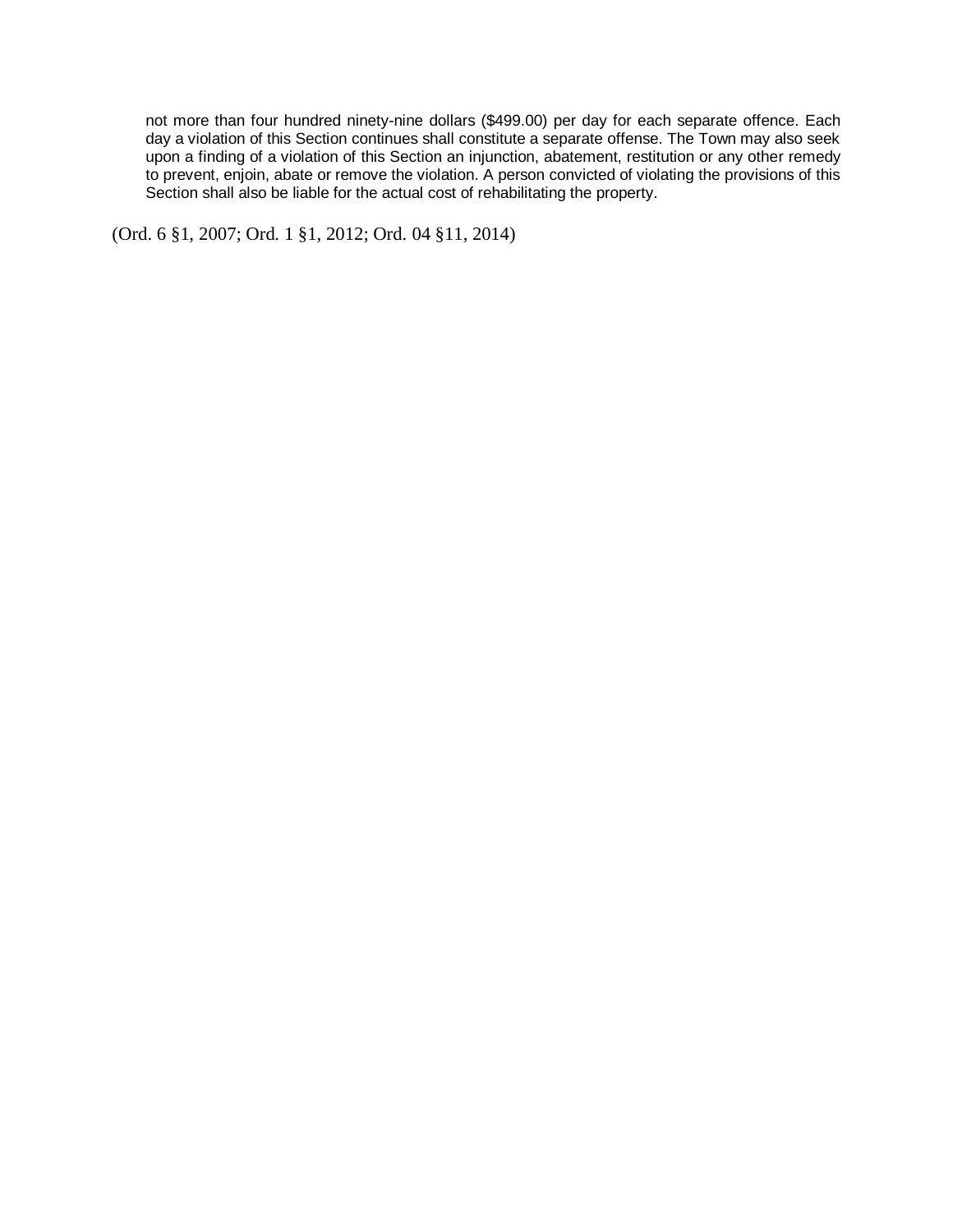not more than four hundred ninety-nine dollars ($499.00) per day for each separate offence. Each day a violation of this Section continues shall constitute a separate offense. The Town may also seek upon a finding of a violation of this Section an injunction, abatement, restitution or any other remedy to prevent, enjoin, abate or remove the violation. A person convicted of violating the provisions of this Section shall also be liable for the actual cost of rehabilitating the property.

(Ord. 6 §1, 2007; Ord. 1 §1, 2012; Ord. 04 §11, 2014)